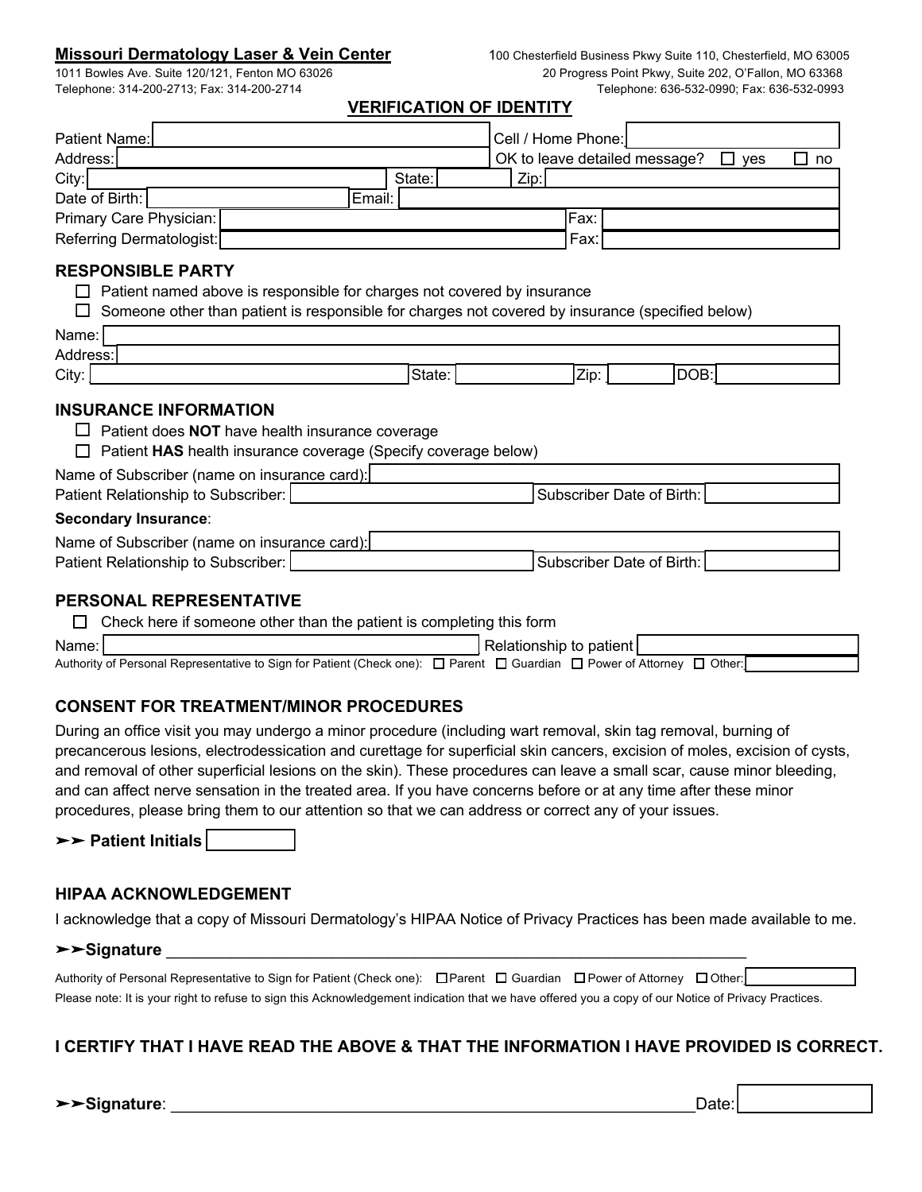**Missouri Dermatology Laser & Vein Center**

1011 Bowles Ave. Suite 120/121, Fenton MO 63026
Telephone: 314-200-2713; Fax: 314-200-2714

100 Chesterfield Business Pkwy Suite 110, Chesterfield, MO 63005
20 Progress Point Pkwy, Suite 202, O'Fallon, MO 63368
Telephone: 636-532-0990; Fax: 636-532-0993

## VERIFICATION OF IDENTITY

Patient Name: ______________________ Cell / Home Phone: ______________________

Address: ______________________ OK to leave detailed message? ☐ yes ☐ no

City: ______________________ State: ______ Zip: ______

Date of Birth: ______________ Email: ______________________

Primary Care Physician: ______________________ Fax: ______________

Referring Dermatologist: ______________________ Fax: ______________

## RESPONSIBLE PARTY

- ☐ Patient named above is responsible for charges not covered by insurance
- ☐ Someone other than patient is responsible for charges not covered by insurance (specified below)

Name: ______________________

Address: ______________________

City: ______________________ State: ______ Zip: ______ DOB: ______

## INSURANCE INFORMATION

- ☐ Patient does **NOT** have health insurance coverage
- ☐ Patient **HAS** health insurance coverage (Specify coverage below)

Name of Subscriber (name on insurance card): ______________________

Patient Relationship to Subscriber: ______________ Subscriber Date of Birth: ______________

**Secondary Insurance**:

Name of Subscriber (name on insurance card): ______________________

Patient Relationship to Subscriber: ______________ Subscriber Date of Birth: ______________

## PERSONAL REPRESENTATIVE

- ☐ Check here if someone other than the patient is completing this form

Name: ______________________ Relationship to patient ______________

Authority of Personal Representative to Sign for Patient (Check one): ☐ Parent ☐ Guardian ☐ Power of Attorney ☐ Other: ______________

## CONSENT FOR TREATMENT/MINOR PROCEDURES

During an office visit you may undergo a minor procedure (including wart removal, skin tag removal, burning of precancerous lesions, electrodessication and curettage for superficial skin cancers, excision of moles, excision of cysts, and removal of other superficial lesions on the skin). These procedures can leave a small scar, cause minor bleeding, and can affect nerve sensation in the treated area. If you have concerns before or at any time after these minor procedures, please bring them to our attention so that we can address or correct any of your issues.

➢➢ **Patient Initials** __________

## HIPAA ACKNOWLEDGEMENT

I acknowledge that a copy of Missouri Dermatology's HIPAA Notice of Privacy Practices has been made available to me.

➢➢**Signature** ______________________________________________

Authority of Personal Representative to Sign for Patient (Check one): ☐ Parent ☐ Guardian ☐ Power of Attorney ☐ Other: ______________

Please note: It is your right to refuse to sign this Acknowledgement indication that we have offered you a copy of our Notice of Privacy Practices.

## I CERTIFY THAT I HAVE READ THE ABOVE & THAT THE INFORMATION I HAVE PROVIDED IS CORRECT.

➢➢**Signature**: ______________________________________________ Date: ______________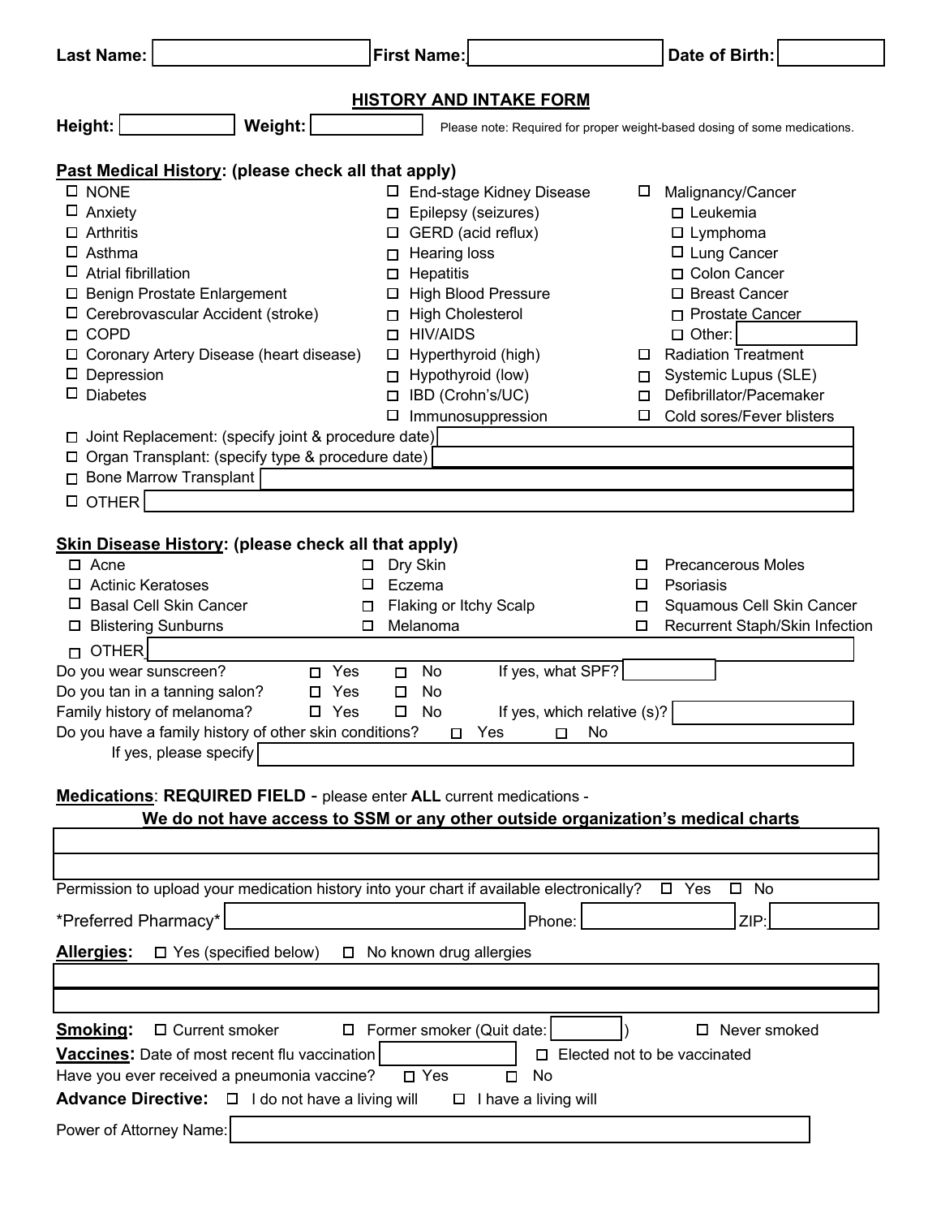**Last Name:** ____________ **First Name:** ____________ **Date of Birth:** ____________

## HISTORY AND INTAKE FORM

**Height:** ____________ **Weight:** ____________ Please note: Required for proper weight-based dosing of some medications.

### Past Medical History: (please check all that apply)

- ☐ NONE
- ☐ Anxiety
- ☐ Arthritis
- ☐ Asthma
- ☐ Atrial fibrillation
- ☐ Benign Prostate Enlargement
- ☐ Cerebrovascular Accident (stroke)
- ☐ COPD
- ☐ Coronary Artery Disease (heart disease)
- ☐ Depression
- ☐ Diabetes
- ☐ End-stage Kidney Disease
- ☐ Epilepsy (seizures)
- ☐ GERD (acid reflux)
- ☐ Hearing loss
- ☐ Hepatitis
- ☐ High Blood Pressure
- ☐ High Cholesterol
- ☐ HIV/AIDS
- ☐ Hyperthyroid (high)
- ☐ Hypothyroid (low)
- ☐ IBD (Crohn's/UC)
- ☐ Immunosuppression
- ☐ Malignancy/Cancer
  - ☐ Leukemia
  - ☐ Lymphoma
  - ☐ Lung Cancer
  - ☐ Colon Cancer
  - ☐ Breast Cancer
  - ☐ Prostate Cancer
  - ☐ Other: ____________
- ☐ Radiation Treatment
- ☐ Systemic Lupus (SLE)
- ☐ Defibrillator/Pacemaker
- ☐ Cold sores/Fever blisters
- ☐ Joint Replacement: (specify joint & procedure date) ____________
- ☐ Organ Transplant: (specify type & procedure date) ____________
- ☐ Bone Marrow Transplant ____________
- ☐ OTHER ____________

### Skin Disease History: (please check all that apply)

- ☐ Acne
- ☐ Actinic Keratoses
- ☐ Basal Cell Skin Cancer
- ☐ Blistering Sunburns
- ☐ Dry Skin
- ☐ Eczema
- ☐ Flaking or Itchy Scalp
- ☐ Melanoma
- ☐ Precancerous Moles
- ☐ Psoriasis
- ☐ Squamous Cell Skin Cancer
- ☐ Recurrent Staph/Skin Infection
- ☐ OTHER ____________

Do you wear sunscreen? ☐ Yes ☐ No If yes, what SPF? ____________

Do you tan in a tanning salon? ☐ Yes ☐ No

Family history of melanoma? ☐ Yes ☐ No If yes, which relative (s)? ____________

Do you have a family history of other skin conditions? ☐ Yes ☐ No

If yes, please specify ____________

### Medications: **REQUIRED FIELD** - please enter **ALL** current medications -

**We do not have access to SSM or any other outside organization's medical charts**

____________

____________

Permission to upload your medication history into your chart if available electronically? ☐ Yes ☐ No

*Preferred Pharmacy* ____________ Phone: ____________ ZIP: ____________

**Allergies:** ☐ Yes (specified below) ☐ No known drug allergies

____________

____________

**Smoking:** ☐ Current smoker ☐ Former smoker (Quit date: ____________) ☐ Never smoked

**Vaccines:** Date of most recent flu vaccination ____________ ☐ Elected not to be vaccinated

Have you ever received a pneumonia vaccine? ☐ Yes ☐ No

**Advance Directive:** ☐ I do not have a living will ☐ I have a living will

Power of Attorney Name: ____________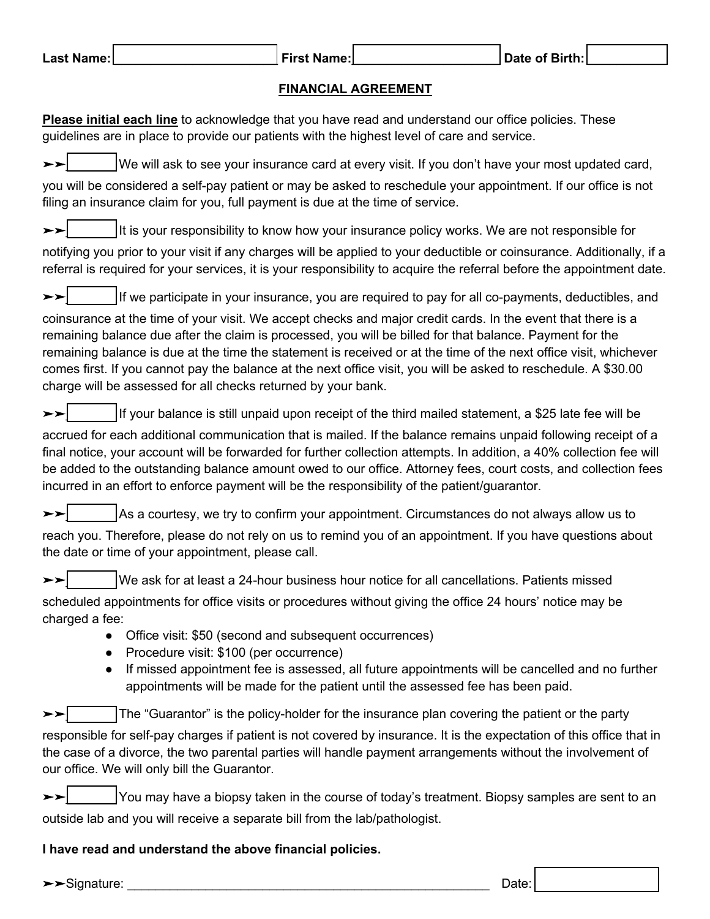Last Name: \_\_\_\_\_\_\_\_\_\_ First Name: \_\_\_\_\_\_\_\_\_\_ Date of Birth: \_\_\_\_\_\_\_\_\_\_

## FINANCIAL AGREEMENT

**Please initial each line** to acknowledge that you have read and understand our office policies. These guidelines are in place to provide our patients with the highest level of care and service.

➢➢ \_\_\_\_\_\_ We will ask to see your insurance card at every visit. If you don't have your most updated card, you will be considered a self-pay patient or may be asked to reschedule your appointment. If our office is not filing an insurance claim for you, full payment is due at the time of service.

➢➢ \_\_\_\_\_\_ It is your responsibility to know how your insurance policy works. We are not responsible for notifying you prior to your visit if any charges will be applied to your deductible or coinsurance. Additionally, if a referral is required for your services, it is your responsibility to acquire the referral before the appointment date.

➢➢ \_\_\_\_\_\_ If we participate in your insurance, you are required to pay for all co-payments, deductibles, and coinsurance at the time of your visit. We accept checks and major credit cards. In the event that there is a remaining balance due after the claim is processed, you will be billed for that balance. Payment for the remaining balance is due at the time the statement is received or at the time of the next office visit, whichever comes first. If you cannot pay the balance at the next office visit, you will be asked to reschedule. A $30.00 charge will be assessed for all checks returned by your bank.

➢➢ \_\_\_\_\_\_ If your balance is still unpaid upon receipt of the third mailed statement, a $25 late fee will be accrued for each additional communication that is mailed. If the balance remains unpaid following receipt of a final notice, your account will be forwarded for further collection attempts. In addition, a 40% collection fee will be added to the outstanding balance amount owed to our office. Attorney fees, court costs, and collection fees incurred in an effort to enforce payment will be the responsibility of the patient/guarantor.

➢➢ \_\_\_\_\_\_ As a courtesy, we try to confirm your appointment. Circumstances do not always allow us to reach you. Therefore, please do not rely on us to remind you of an appointment. If you have questions about the date or time of your appointment, please call.

➢➢ \_\_\_\_\_\_ We ask for at least a 24-hour business hour notice for all cancellations. Patients missed scheduled appointments for office visits or procedures without giving the office 24 hours' notice may be charged a fee:

- Office visit: $50 (second and subsequent occurrences)
- Procedure visit: $100 (per occurrence)
- If missed appointment fee is assessed, all future appointments will be cancelled and no further appointments will be made for the patient until the assessed fee has been paid.

➢➢ \_\_\_\_\_\_ The "Guarantor" is the policy-holder for the insurance plan covering the patient or the party responsible for self-pay charges if patient is not covered by insurance. It is the expectation of this office that in the case of a divorce, the two parental parties will handle payment arrangements without the involvement of our office. We will only bill the Guarantor.

➢➢ \_\_\_\_\_\_ You may have a biopsy taken in the course of today's treatment. Biopsy samples are sent to an outside lab and you will receive a separate bill from the lab/pathologist.

**I have read and understand the above financial policies.**

➢➢Signature: \_\_\_\_\_\_\_\_\_\_\_\_\_\_\_\_\_\_\_\_\_\_\_\_\_\_\_\_\_\_\_\_\_\_\_\_\_\_\_\_ Date: \_\_\_\_\_\_\_\_\_\_